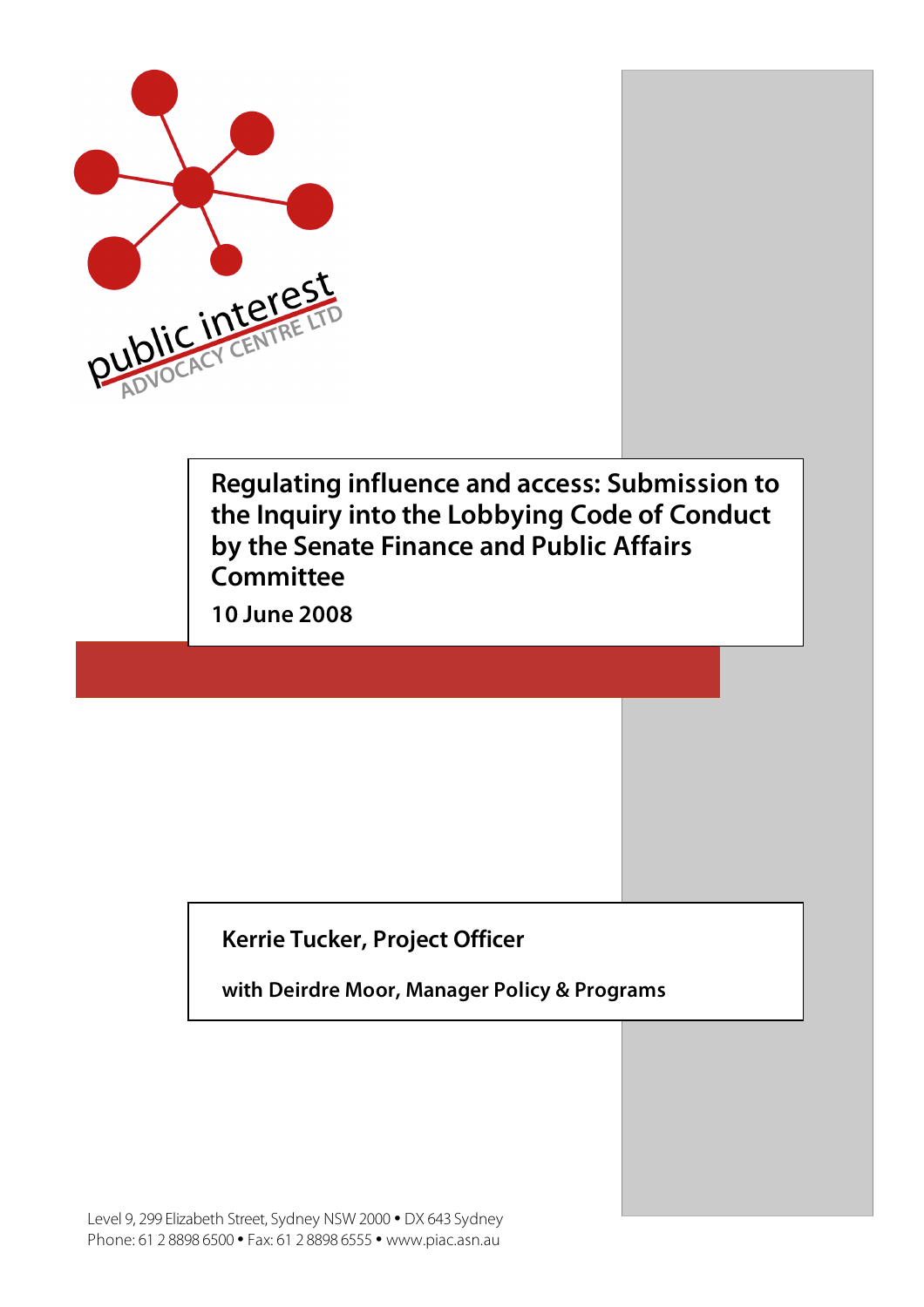public interest ADVOCACY CENTRE LTD

# Regulating influence and access: Submission to the Inquiry into the Lobbying Code of Conduct by the Senate Finance and Public Affairs Committee

**10 June 2008**

**Kerrie Tucker, Project Officer**

**with Deirdre Moor, Manager Policy & Programs**

Level 9, 299 Elizabeth Street, Sydney NSW 2000 • DX 643 Sydney
Phone: 61 2 8898 6500 • Fax: 61 2 8898 6555 • www.piac.asn.au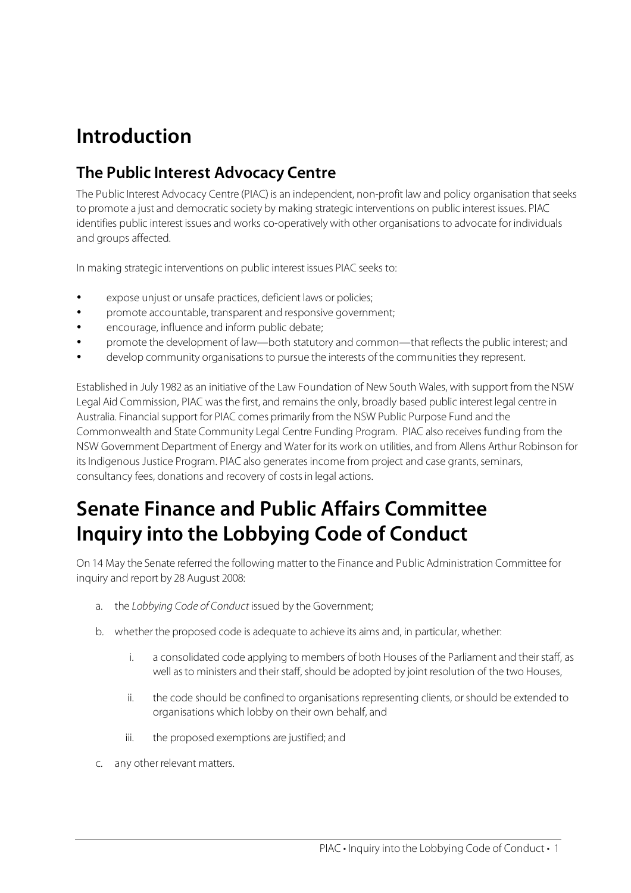# Introduction

## The Public Interest Advocacy Centre

The Public Interest Advocacy Centre (PIAC) is an independent, non-profit law and policy organisation that seeks to promote a just and democratic society by making strategic interventions on public interest issues. PIAC identifies public interest issues and works co-operatively with other organisations to advocate for individuals and groups affected.

In making strategic interventions on public interest issues PIAC seeks to:

- expose unjust or unsafe practices, deficient laws or policies;
- promote accountable, transparent and responsive government;
- encourage, influence and inform public debate;
- promote the development of law—both statutory and common—that reflects the public interest; and
- develop community organisations to pursue the interests of the communities they represent.

Established in July 1982 as an initiative of the Law Foundation of New South Wales, with support from the NSW Legal Aid Commission, PIAC was the first, and remains the only, broadly based public interest legal centre in Australia. Financial support for PIAC comes primarily from the NSW Public Purpose Fund and the Commonwealth and State Community Legal Centre Funding Program. PIAC also receives funding from the NSW Government Department of Energy and Water for its work on utilities, and from Allens Arthur Robinson for its Indigenous Justice Program. PIAC also generates income from project and case grants, seminars, consultancy fees, donations and recovery of costs in legal actions.

# Senate Finance and Public Affairs Committee Inquiry into the Lobbying Code of Conduct

On 14 May the Senate referred the following matter to the Finance and Public Administration Committee for inquiry and report by 28 August 2008:

a. the *Lobbying Code of Conduct* issued by the Government;

b. whether the proposed code is adequate to achieve its aims and, in particular, whether:

    i. a consolidated code applying to members of both Houses of the Parliament and their staff, as well as to ministers and their staff, should be adopted by joint resolution of the two Houses,

    ii. the code should be confined to organisations representing clients, or should be extended to organisations which lobby on their own behalf, and

    iii. the proposed exemptions are justified; and

c. any other relevant matters.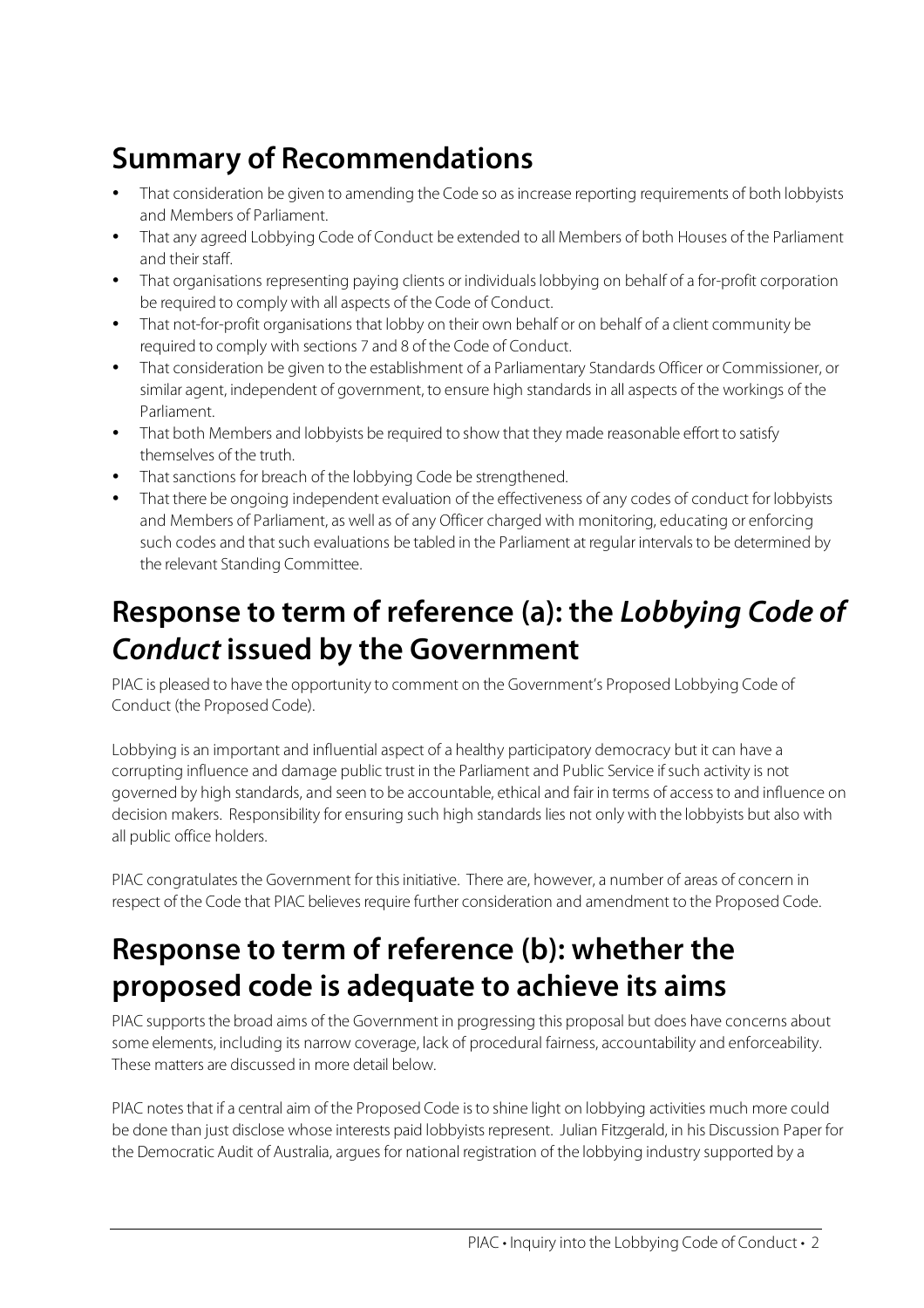## Summary of Recommendations

- That consideration be given to amending the Code so as increase reporting requirements of both lobbyists and Members of Parliament.
- That any agreed Lobbying Code of Conduct be extended to all Members of both Houses of the Parliament and their staff.
- That organisations representing paying clients or individuals lobbying on behalf of a for-profit corporation be required to comply with all aspects of the Code of Conduct.
- That not-for-profit organisations that lobby on their own behalf or on behalf of a client community be required to comply with sections 7 and 8 of the Code of Conduct.
- That consideration be given to the establishment of a Parliamentary Standards Officer or Commissioner, or similar agent, independent of government, to ensure high standards in all aspects of the workings of the Parliament.
- That both Members and lobbyists be required to show that they made reasonable effort to satisfy themselves of the truth.
- That sanctions for breach of the lobbying Code be strengthened.
- That there be ongoing independent evaluation of the effectiveness of any codes of conduct for lobbyists and Members of Parliament, as well as of any Officer charged with monitoring, educating or enforcing such codes and that such evaluations be tabled in the Parliament at regular intervals to be determined by the relevant Standing Committee.

## Response to term of reference (a): the *Lobbying Code of Conduct* issued by the Government

PIAC is pleased to have the opportunity to comment on the Government's Proposed Lobbying Code of Conduct (the Proposed Code).

Lobbying is an important and influential aspect of a healthy participatory democracy but it can have a corrupting influence and damage public trust in the Parliament and Public Service if such activity is not governed by high standards, and seen to be accountable, ethical and fair in terms of access to and influence on decision makers. Responsibility for ensuring such high standards lies not only with the lobbyists but also with all public office holders.

PIAC congratulates the Government for this initiative. There are, however, a number of areas of concern in respect of the Code that PIAC believes require further consideration and amendment to the Proposed Code.

## Response to term of reference (b): whether the proposed code is adequate to achieve its aims

PIAC supports the broad aims of the Government in progressing this proposal but does have concerns about some elements, including its narrow coverage, lack of procedural fairness, accountability and enforceability. These matters are discussed in more detail below.

PIAC notes that if a central aim of the Proposed Code is to shine light on lobbying activities much more could be done than just disclose whose interests paid lobbyists represent. Julian Fitzgerald, in his Discussion Paper for the Democratic Audit of Australia, argues for national registration of the lobbying industry supported by a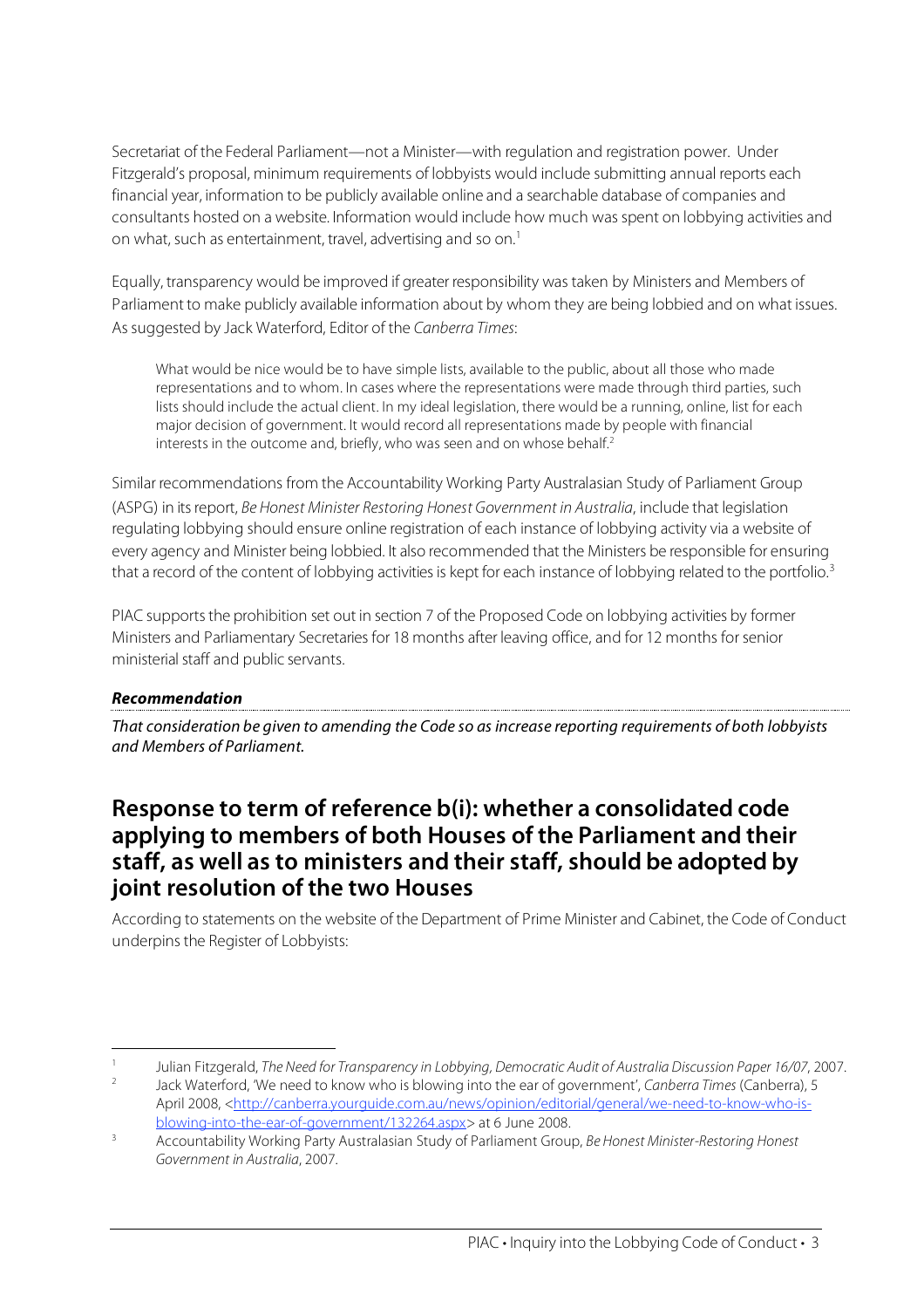Secretariat of the Federal Parliament—not a Minister—with regulation and registration power. Under Fitzgerald's proposal, minimum requirements of lobbyists would include submitting annual reports each financial year, information to be publicly available online and a searchable database of companies and consultants hosted on a website. Information would include how much was spent on lobbying activities and on what, such as entertainment, travel, advertising and so on.[1]

Equally, transparency would be improved if greater responsibility was taken by Ministers and Members of Parliament to make publicly available information about by whom they are being lobbied and on what issues. As suggested by Jack Waterford, Editor of the *Canberra Times*:

> What would be nice would be to have simple lists, available to the public, about all those who made representations and to whom. In cases where the representations were made through third parties, such lists should include the actual client. In my ideal legislation, there would be a running, online, list for each major decision of government. It would record all representations made by people with financial interests in the outcome and, briefly, who was seen and on whose behalf.[2]

Similar recommendations from the Accountability Working Party Australasian Study of Parliament Group (ASPG) in its report, *Be Honest Minister Restoring Honest Government in Australia*, include that legislation regulating lobbying should ensure online registration of each instance of lobbying activity via a website of every agency and Minister being lobbied. It also recommended that the Ministers be responsible for ensuring that a record of the content of lobbying activities is kept for each instance of lobbying related to the portfolio.[3]

PIAC supports the prohibition set out in section 7 of the Proposed Code on lobbying activities by former Ministers and Parliamentary Secretaries for 18 months after leaving office, and for 12 months for senior ministerial staff and public servants.

***Recommendation***

*That consideration be given to amending the Code so as increase reporting requirements of both lobbyists and Members of Parliament.*

## Response to term of reference b(i): whether a consolidated code applying to members of both Houses of the Parliament and their staff, as well as to ministers and their staff, should be adopted by joint resolution of the two Houses

According to statements on the website of the Department of Prime Minister and Cabinet, the Code of Conduct underpins the Register of Lobbyists:

---

[1] Julian Fitzgerald, *The Need for Transparency in Lobbying, Democratic Audit of Australia Discussion Paper 16/07*, 2007.

[2] Jack Waterford, 'We need to know who is blowing into the ear of government', *Canberra Times* (Canberra), 5 April 2008, <http://canberra.yourguide.com.au/news/opinion/editorial/general/we-need-to-know-who-is-blowing-into-the-ear-of-government/132264.aspx> at 6 June 2008.

[3] Accountability Working Party Australasian Study of Parliament Group, *Be Honest Minister-Restoring Honest Government in Australia*, 2007.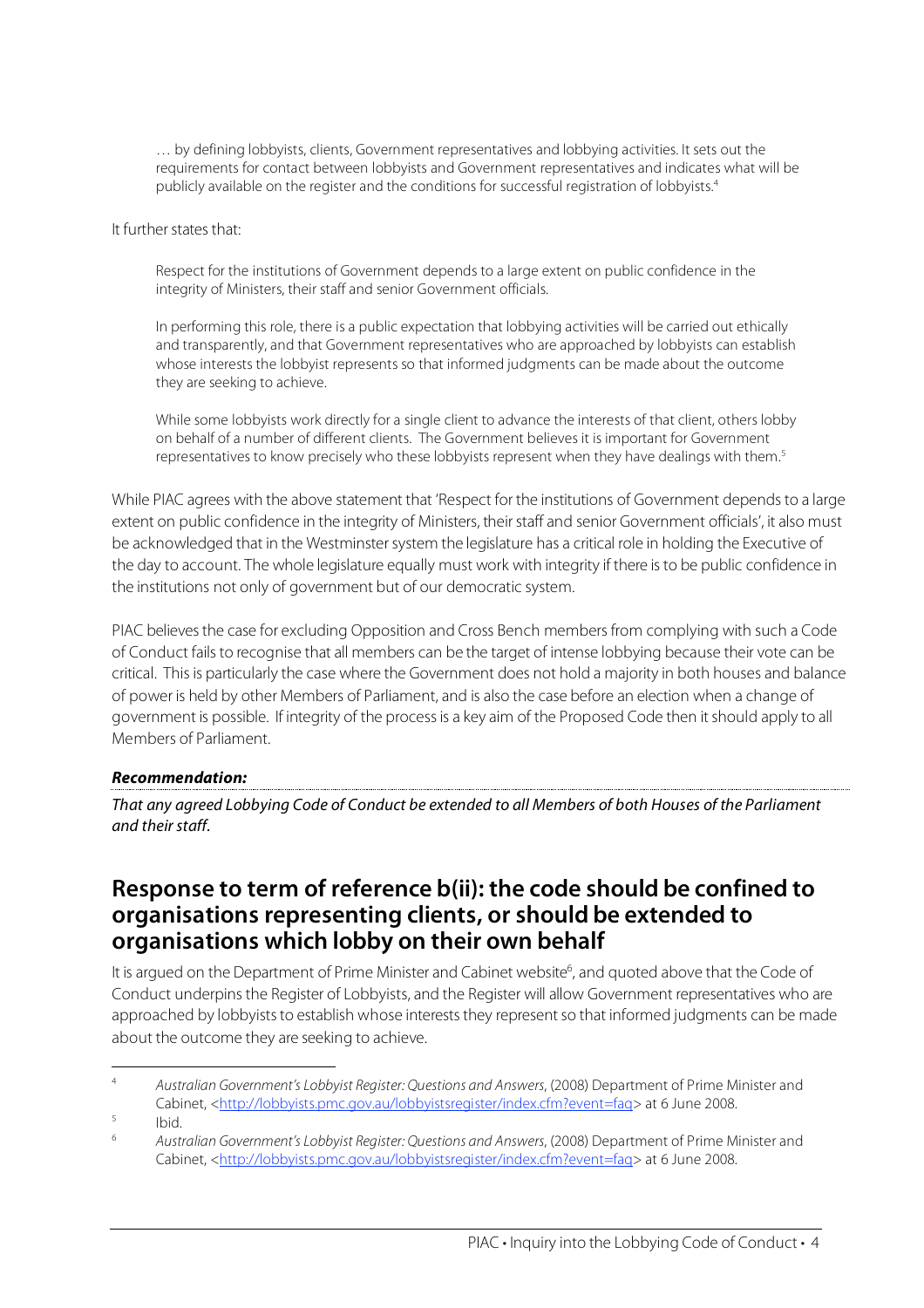> … by defining lobbyists, clients, Government representatives and lobbying activities. It sets out the requirements for contact between lobbyists and Government representatives and indicates what will be publicly available on the register and the conditions for successful registration of lobbyists.[4]

It further states that:

> Respect for the institutions of Government depends to a large extent on public confidence in the integrity of Ministers, their staff and senior Government officials.
>
> In performing this role, there is a public expectation that lobbying activities will be carried out ethically and transparently, and that Government representatives who are approached by lobbyists can establish whose interests the lobbyist represents so that informed judgments can be made about the outcome they are seeking to achieve.
>
> While some lobbyists work directly for a single client to advance the interests of that client, others lobby on behalf of a number of different clients. The Government believes it is important for Government representatives to know precisely who these lobbyists represent when they have dealings with them.[5]

While PIAC agrees with the above statement that 'Respect for the institutions of Government depends to a large extent on public confidence in the integrity of Ministers, their staff and senior Government officials', it also must be acknowledged that in the Westminster system the legislature has a critical role in holding the Executive of the day to account. The whole legislature equally must work with integrity if there is to be public confidence in the institutions not only of government but of our democratic system.

PIAC believes the case for excluding Opposition and Cross Bench members from complying with such a Code of Conduct fails to recognise that all members can be the target of intense lobbying because their vote can be critical. This is particularly the case where the Government does not hold a majority in both houses and balance of power is held by other Members of Parliament, and is also the case before an election when a change of government is possible. If integrity of the process is a key aim of the Proposed Code then it should apply to all Members of Parliament.

***Recommendation:***

*That any agreed Lobbying Code of Conduct be extended to all Members of both Houses of the Parliament and their staff.*

## Response to term of reference b(ii): the code should be confined to organisations representing clients, or should be extended to organisations which lobby on their own behalf

It is argued on the Department of Prime Minister and Cabinet website[6], and quoted above that the Code of Conduct underpins the Register of Lobbyists, and the Register will allow Government representatives who are approached by lobbyists to establish whose interests they represent so that informed judgments can be made about the outcome they are seeking to achieve.

---

[4] *Australian Government's Lobbyist Register: Questions and Answers*, (2008) Department of Prime Minister and Cabinet, <http://lobbyists.pmc.gov.au/lobbyistsregister/index.cfm?event=faq> at 6 June 2008.

[5] Ibid.

[6] *Australian Government's Lobbyist Register: Questions and Answers*, (2008) Department of Prime Minister and Cabinet, <http://lobbyists.pmc.gov.au/lobbyistsregister/index.cfm?event=faq> at 6 June 2008.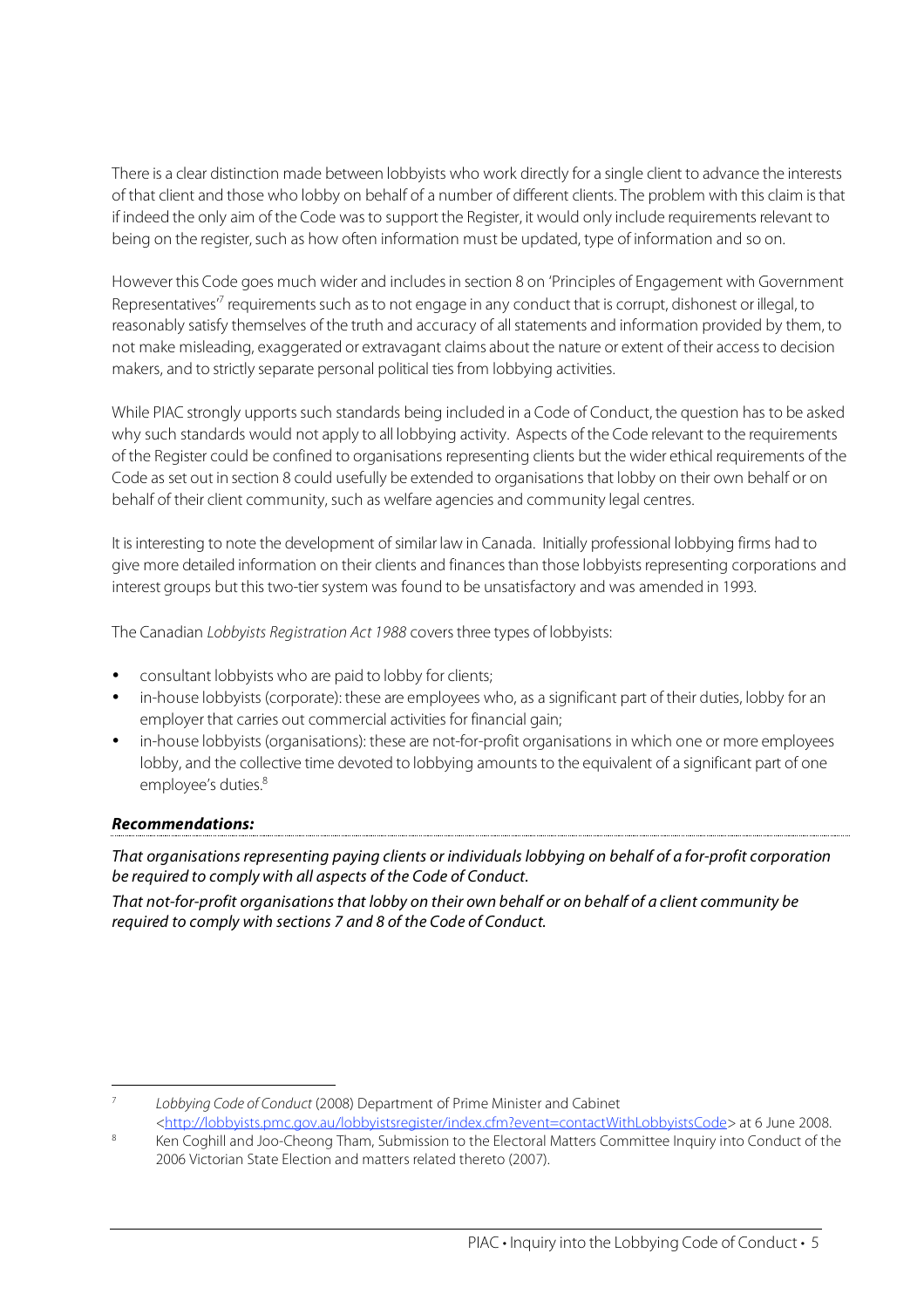There is a clear distinction made between lobbyists who work directly for a single client to advance the interests of that client and those who lobby on behalf of a number of different clients. The problem with this claim is that if indeed the only aim of the Code was to support the Register, it would only include requirements relevant to being on the register, such as how often information must be updated, type of information and so on.

However this Code goes much wider and includes in section 8 on 'Principles of Engagement with Government Representatives'[7] requirements such as to not engage in any conduct that is corrupt, dishonest or illegal, to reasonably satisfy themselves of the truth and accuracy of all statements and information provided by them, to not make misleading, exaggerated or extravagant claims about the nature or extent of their access to decision makers, and to strictly separate personal political ties from lobbying activities.

While PIAC strongly upports such standards being included in a Code of Conduct, the question has to be asked why such standards would not apply to all lobbying activity. Aspects of the Code relevant to the requirements of the Register could be confined to organisations representing clients but the wider ethical requirements of the Code as set out in section 8 could usefully be extended to organisations that lobby on their own behalf or on behalf of their client community, such as welfare agencies and community legal centres.

It is interesting to note the development of similar law in Canada. Initially professional lobbying firms had to give more detailed information on their clients and finances than those lobbyists representing corporations and interest groups but this two-tier system was found to be unsatisfactory and was amended in 1993.

The Canadian *Lobbyists Registration Act 1988* covers three types of lobbyists:

- consultant lobbyists who are paid to lobby for clients;
- in-house lobbyists (corporate): these are employees who, as a significant part of their duties, lobby for an employer that carries out commercial activities for financial gain;
- in-house lobbyists (organisations): these are not-for-profit organisations in which one or more employees lobby, and the collective time devoted to lobbying amounts to the equivalent of a significant part of one employee's duties.[8]

***Recommendations:***

*That organisations representing paying clients or individuals lobbying on behalf of a for-profit corporation be required to comply with all aspects of the Code of Conduct.*

*That not-for-profit organisations that lobby on their own behalf or on behalf of a client community be required to comply with sections 7 and 8 of the Code of Conduct.*

---

[7] *Lobbying Code of Conduct* (2008) Department of Prime Minister and Cabinet <http://lobbyists.pmc.gov.au/lobbyistsregister/index.cfm?event=contactWithLobbyistsCode> at 6 June 2008.

[8] Ken Coghill and Joo-Cheong Tham, Submission to the Electoral Matters Committee Inquiry into Conduct of the 2006 Victorian State Election and matters related thereto (2007).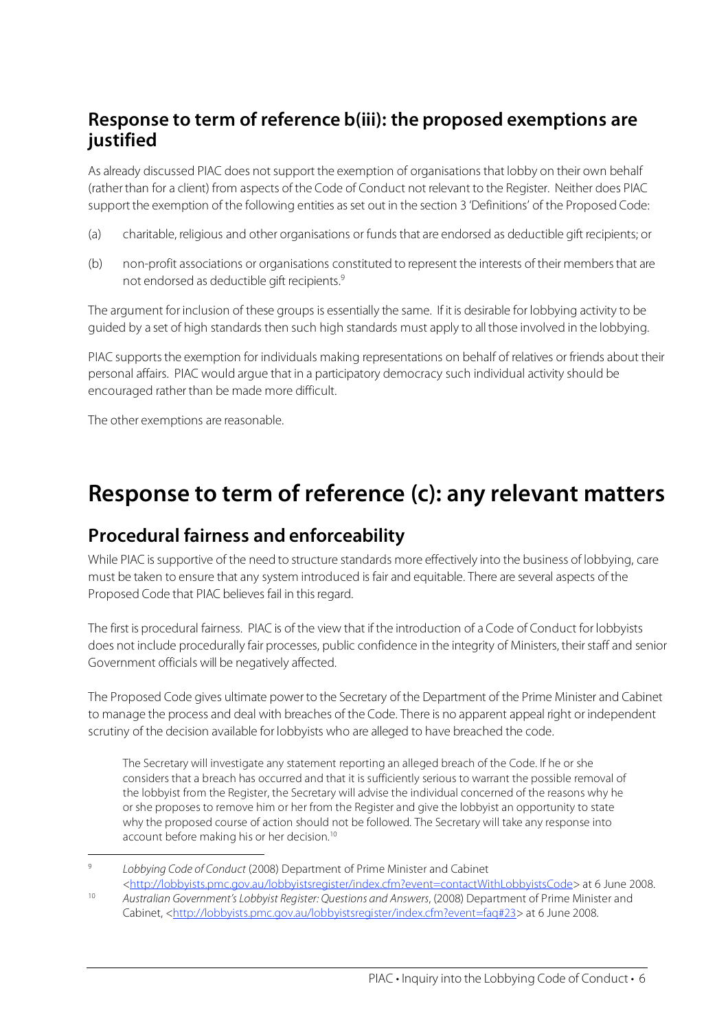## Response to term of reference b(iii): the proposed exemptions are justified

As already discussed PIAC does not support the exemption of organisations that lobby on their own behalf (rather than for a client) from aspects of the Code of Conduct not relevant to the Register. Neither does PIAC support the exemption of the following entities as set out in the section 3 'Definitions' of the Proposed Code:

(a) charitable, religious and other organisations or funds that are endorsed as deductible gift recipients; or

(b) non-profit associations or organisations constituted to represent the interests of their members that are not endorsed as deductible gift recipients.[9]

The argument for inclusion of these groups is essentially the same. If it is desirable for lobbying activity to be guided by a set of high standards then such high standards must apply to all those involved in the lobbying.

PIAC supports the exemption for individuals making representations on behalf of relatives or friends about their personal affairs. PIAC would argue that in a participatory democracy such individual activity should be encouraged rather than be made more difficult.

The other exemptions are reasonable.

# Response to term of reference (c): any relevant matters

## Procedural fairness and enforceability

While PIAC is supportive of the need to structure standards more effectively into the business of lobbying, care must be taken to ensure that any system introduced is fair and equitable. There are several aspects of the Proposed Code that PIAC believes fail in this regard.

The first is procedural fairness. PIAC is of the view that if the introduction of a Code of Conduct for lobbyists does not include procedurally fair processes, public confidence in the integrity of Ministers, their staff and senior Government officials will be negatively affected.

The Proposed Code gives ultimate power to the Secretary of the Department of the Prime Minister and Cabinet to manage the process and deal with breaches of the Code. There is no apparent appeal right or independent scrutiny of the decision available for lobbyists who are alleged to have breached the code.

> The Secretary will investigate any statement reporting an alleged breach of the Code. If he or she considers that a breach has occurred and that it is sufficiently serious to warrant the possible removal of the lobbyist from the Register, the Secretary will advise the individual concerned of the reasons why he or she proposes to remove him or her from the Register and give the lobbyist an opportunity to state why the proposed course of action should not be followed. The Secretary will take any response into account before making his or her decision.[10]

---

[9] *Lobbying Code of Conduct* (2008) Department of Prime Minister and Cabinet <http://lobbyists.pmc.gov.au/lobbyistsregister/index.cfm?event=contactWithLobbyistsCode> at 6 June 2008.

[10] *Australian Government's Lobbyist Register: Questions and Answers*, (2008) Department of Prime Minister and Cabinet, <http://lobbyists.pmc.gov.au/lobbyistsregister/index.cfm?event=faq#23> at 6 June 2008.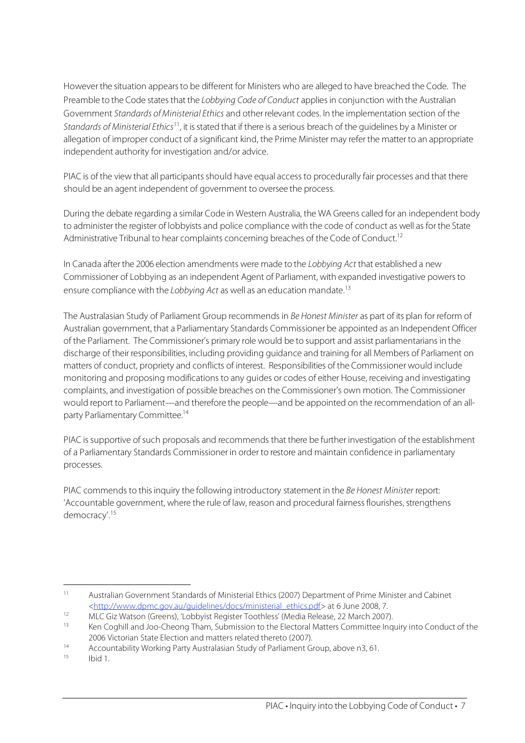However the situation appears to be different for Ministers who are alleged to have breached the Code. The Preamble to the Code states that the *Lobbying Code of Conduct* applies in conjunction with the Australian Government *Standards of Ministerial Ethics* and other relevant codes. In the implementation section of the *Standards of Ministerial Ethics*[11], it is stated that if there is a serious breach of the guidelines by a Minister or allegation of improper conduct of a significant kind, the Prime Minister may refer the matter to an appropriate independent authority for investigation and/or advice.

PIAC is of the view that all participants should have equal access to procedurally fair processes and that there should be an agent independent of government to oversee the process.

During the debate regarding a similar Code in Western Australia, the WA Greens called for an independent body to administer the register of lobbyists and police compliance with the code of conduct as well as for the State Administrative Tribunal to hear complaints concerning breaches of the Code of Conduct.[12]

In Canada after the 2006 election amendments were made to the *Lobbying Act* that established a new Commissioner of Lobbying as an independent Agent of Parliament, with expanded investigative powers to ensure compliance with the *Lobbying Act* as well as an education mandate.[13]

The Australasian Study of Parliament Group recommends in *Be Honest Minister* as part of its plan for reform of Australian government, that a Parliamentary Standards Commissioner be appointed as an Independent Officer of the Parliament. The Commissioner's primary role would be to support and assist parliamentarians in the discharge of their responsibilities, including providing guidance and training for all Members of Parliament on matters of conduct, propriety and conflicts of interest. Responsibilities of the Commissioner would include monitoring and proposing modifications to any guides or codes of either House, receiving and investigating complaints, and investigation of possible breaches on the Commissioner's own motion. The Commissioner would report to Parliament—and therefore the people—and be appointed on the recommendation of an all-party Parliamentary Committee.[14]

PIAC is supportive of such proposals and recommends that there be further investigation of the establishment of a Parliamentary Standards Commissioner in order to restore and maintain confidence in parliamentary processes.

PIAC commends to this inquiry the following introductory statement in the *Be Honest Minister* report: 'Accountable government, where the rule of law, reason and procedural fairness flourishes, strengthens democracy'.[15]

---

[11] Australian Government Standards of Ministerial Ethics (2007) Department of Prime Minister and Cabinet <http://www.dpmc.gov.au/guidelines/docs/ministerial_ethics.pdf> at 6 June 2008, 7.

[12] MLC Giz Watson (Greens), 'Lobbyist Register Toothless' (Media Release, 22 March 2007).

[13] Ken Coghill and Joo-Cheong Tham, Submission to the Electoral Matters Committee Inquiry into Conduct of the 2006 Victorian State Election and matters related thereto (2007).

[14] Accountability Working Party Australasian Study of Parliament Group, above n3, 61.

[15] Ibid 1.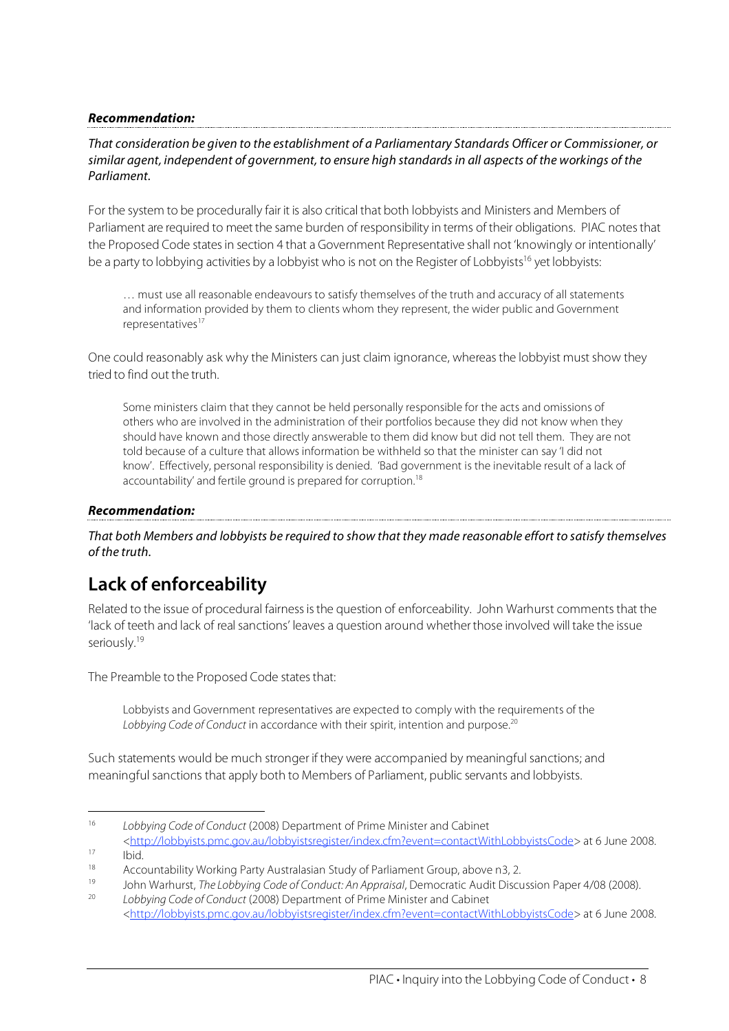***Recommendation:***

*That consideration be given to the establishment of a Parliamentary Standards Officer or Commissioner, or similar agent, independent of government, to ensure high standards in all aspects of the workings of the Parliament.*

For the system to be procedurally fair it is also critical that both lobbyists and Ministers and Members of Parliament are required to meet the same burden of responsibility in terms of their obligations. PIAC notes that the Proposed Code states in section 4 that a Government Representative shall not 'knowingly or intentionally' be a party to lobbying activities by a lobbyist who is not on the Register of Lobbyists[16] yet lobbyists:

> … must use all reasonable endeavours to satisfy themselves of the truth and accuracy of all statements and information provided by them to clients whom they represent, the wider public and Government representatives[17]

One could reasonably ask why the Ministers can just claim ignorance, whereas the lobbyist must show they tried to find out the truth.

> Some ministers claim that they cannot be held personally responsible for the acts and omissions of others who are involved in the administration of their portfolios because they did not know when they should have known and those directly answerable to them did know but did not tell them. They are not told because of a culture that allows information be withheld so that the minister can say 'I did not know'. Effectively, personal responsibility is denied. 'Bad government is the inevitable result of a lack of accountability' and fertile ground is prepared for corruption.[18]

***Recommendation:***

*That both Members and lobbyists be required to show that they made reasonable effort to satisfy themselves of the truth.*

## Lack of enforceability

Related to the issue of procedural fairness is the question of enforceability. John Warhurst comments that the 'lack of teeth and lack of real sanctions' leaves a question around whether those involved will take the issue seriously.[19]

The Preamble to the Proposed Code states that:

> Lobbyists and Government representatives are expected to comply with the requirements of the *Lobbying Code of Conduct* in accordance with their spirit, intention and purpose.[20]

Such statements would be much stronger if they were accompanied by meaningful sanctions; and meaningful sanctions that apply both to Members of Parliament, public servants and lobbyists.

---

16 *Lobbying Code of Conduct* (2008) Department of Prime Minister and Cabinet <http://lobbyists.pmc.gov.au/lobbyistsregister/index.cfm?event=contactWithLobbyistsCode> at 6 June 2008.

17 Ibid.

18 Accountability Working Party Australasian Study of Parliament Group, above n3, 2.

19 John Warhurst, *The Lobbying Code of Conduct: An Appraisal*, Democratic Audit Discussion Paper 4/08 (2008).

20 *Lobbying Code of Conduct* (2008) Department of Prime Minister and Cabinet <http://lobbyists.pmc.gov.au/lobbyistsregister/index.cfm?event=contactWithLobbyistsCode> at 6 June 2008.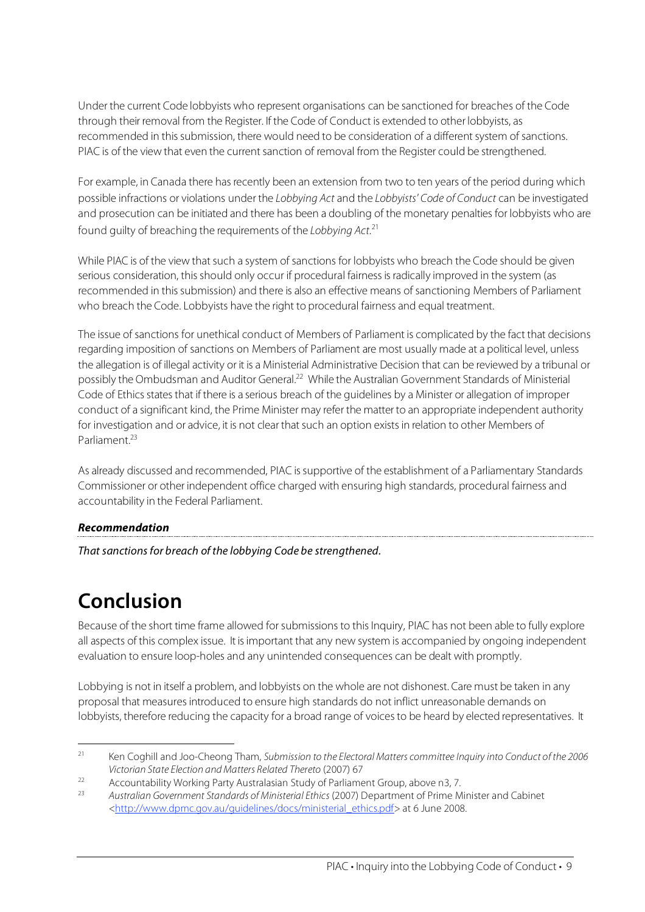Under the current Code lobbyists who represent organisations can be sanctioned for breaches of the Code through their removal from the Register. If the Code of Conduct is extended to other lobbyists, as recommended in this submission, there would need to be consideration of a different system of sanctions. PIAC is of the view that even the current sanction of removal from the Register could be strengthened.

For example, in Canada there has recently been an extension from two to ten years of the period during which possible infractions or violations under the *Lobbying Act* and the *Lobbyists' Code of Conduct* can be investigated and prosecution can be initiated and there has been a doubling of the monetary penalties for lobbyists who are found guilty of breaching the requirements of the *Lobbying Act*.[21]

While PIAC is of the view that such a system of sanctions for lobbyists who breach the Code should be given serious consideration, this should only occur if procedural fairness is radically improved in the system (as recommended in this submission) and there is also an effective means of sanctioning Members of Parliament who breach the Code. Lobbyists have the right to procedural fairness and equal treatment.

The issue of sanctions for unethical conduct of Members of Parliament is complicated by the fact that decisions regarding imposition of sanctions on Members of Parliament are most usually made at a political level, unless the allegation is of illegal activity or it is a Ministerial Administrative Decision that can be reviewed by a tribunal or possibly the Ombudsman and Auditor General.[22] While the Australian Government Standards of Ministerial Code of Ethics states that if there is a serious breach of the guidelines by a Minister or allegation of improper conduct of a significant kind, the Prime Minister may refer the matter to an appropriate independent authority for investigation and or advice, it is not clear that such an option exists in relation to other Members of Parliament.[23]

As already discussed and recommended, PIAC is supportive of the establishment of a Parliamentary Standards Commissioner or other independent office charged with ensuring high standards, procedural fairness and accountability in the Federal Parliament.

***Recommendation***

*That sanctions for breach of the lobbying Code be strengthened.*

# Conclusion

Because of the short time frame allowed for submissions to this Inquiry, PIAC has not been able to fully explore all aspects of this complex issue. It is important that any new system is accompanied by ongoing independent evaluation to ensure loop-holes and any unintended consequences can be dealt with promptly.

Lobbying is not in itself a problem, and lobbyists on the whole are not dishonest. Care must be taken in any proposal that measures introduced to ensure high standards do not inflict unreasonable demands on lobbyists, therefore reducing the capacity for a broad range of voices to be heard by elected representatives. It

---

[21] Ken Coghill and Joo-Cheong Tham, *Submission to the Electoral Matters committee Inquiry into Conduct of the 2006 Victorian State Election and Matters Related Thereto* (2007) 67

[22] Accountability Working Party Australasian Study of Parliament Group, above n3, 7.

[23] *Australian Government Standards of Ministerial Ethics* (2007) Department of Prime Minister and Cabinet <http://www.dpmc.gov.au/guidelines/docs/ministerial_ethics.pdf> at 6 June 2008.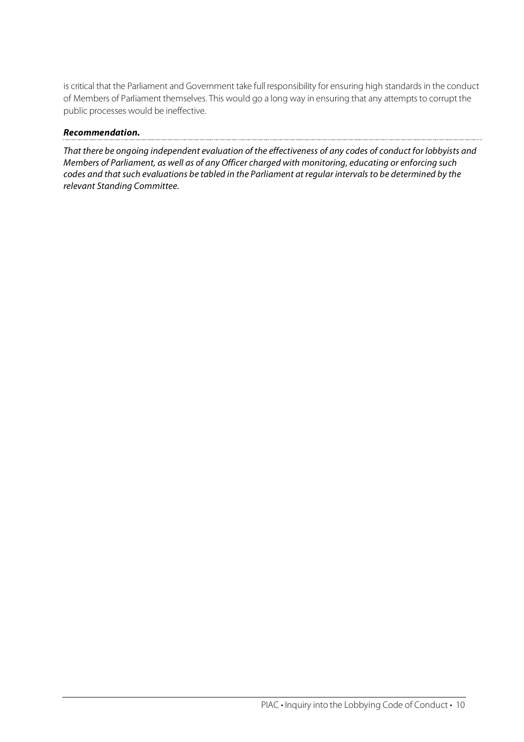is critical that the Parliament and Government take full responsibility for ensuring high standards in the conduct of Members of Parliament themselves. This would go a long way in ensuring that any attempts to corrupt the public processes would be ineffective.

***Recommendation.***

*That there be ongoing independent evaluation of the effectiveness of any codes of conduct for lobbyists and Members of Parliament, as well as of any Officer charged with monitoring, educating or enforcing such codes and that such evaluations be tabled in the Parliament at regular intervals to be determined by the relevant Standing Committee.*